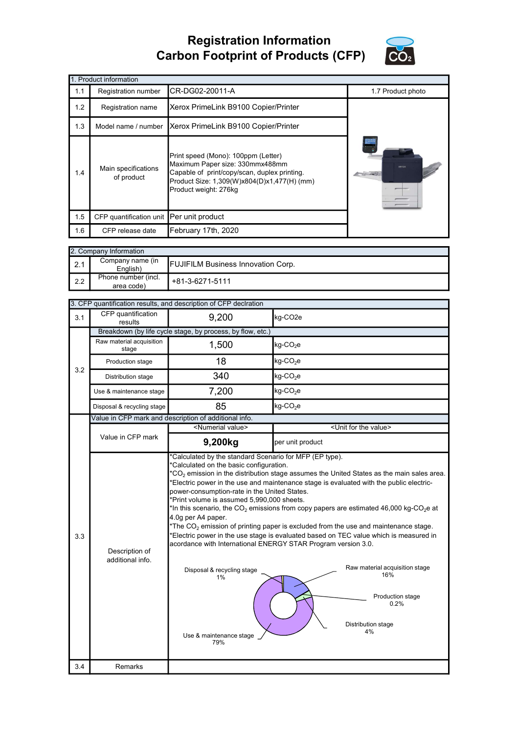# Registration Information
# Carbon Footprint of Products (CFP)

| 1. Product information | | | |
|---|---|---|---|
| 1.1 | Registration number | CR-DG02-20011-A | 1.7 Product photo |
| 1.2 | Registration name | Xerox PrimeLink B9100 Copier/Printer | |
| 1.3 | Model name / number | Xerox PrimeLink B9100 Copier/Printer | |
| 1.4 | Main specifications of product | Print speed (Mono): 100ppm (Letter)<br>Maximum Paper size: 330mmx488mm<br>Capable of print/copy/scan, duplex printing.<br>Product Size: 1,309(W)x804(D)x1,477(H) (mm)<br>Product weight: 276kg | |
| 1.5 | CFP quantification unit | Per unit product | |
| 1.6 | CFP release date | February 17th, 2020 | |

| 2. Company Information | | |
|---|---|---|
| 2.1 | Company name (in English) | FUJIFILM Business Innovation Corp. |
| 2.2 | Phone number (incl. area code) | +81-3-6271-5111 |

| 3. CFP quantification results, and description of CFP declration | | | |
|---|---|---|---|
| 3.1 | CFP quantification results | 9,200 | kg-CO2e |
| 3.2 | Breakdown (by life cycle stage, by process, by flow, etc.) | | |
| | Raw material acquisition stage | 1,500 | kg-$CO_2$e |
| | Production stage | 18 | kg-$CO_2$e |
| | Distribution stage | 340 | kg-$CO_2$e |
| | Use & maintenance stage | 7,200 | kg-$CO_2$e |
| | Disposal & recycling stage | 85 | kg-$CO_2$e |
| 3.3 | Value in CFP mark and description of additional info. | | |
| | Value in CFP mark | <Numerial value> | <Unit for the value> |
| | | **9,200kg** | per unit product |
| | Description of additional info. | *Calculated by the standard Scenario for MFP (EP type).<br>*Calculated on the basic configuration.<br>*$CO_2$ emission in the distribution stage assumes the United States as the main sales area.<br>*Electric power in the use and maintenance stage is evaluated with the public electric-power-consumption-rate in the United States.<br>*Print volume is assumed 5,990,000 sheets.<br>*In this scenario, the $CO_2$ emissions from copy papers are estimated 46,000 kg-$CO_2$e at 4.0g per A4 paper.<br>*The $CO_2$ emission of printing paper is excluded from the use and maintenance stage.<br>*Electric power in the use stage is evaluated based on TEC value which is measured in acordance with International ENERGY STAR Program version 3.0.<br><br>Raw material acquisition stage 16%<br>Production stage 0.2%<br>Distribution stage 4%<br>Use & maintenance stage 79%<br>Disposal & recycling stage 1% | |
| 3.4 | Remarks | | |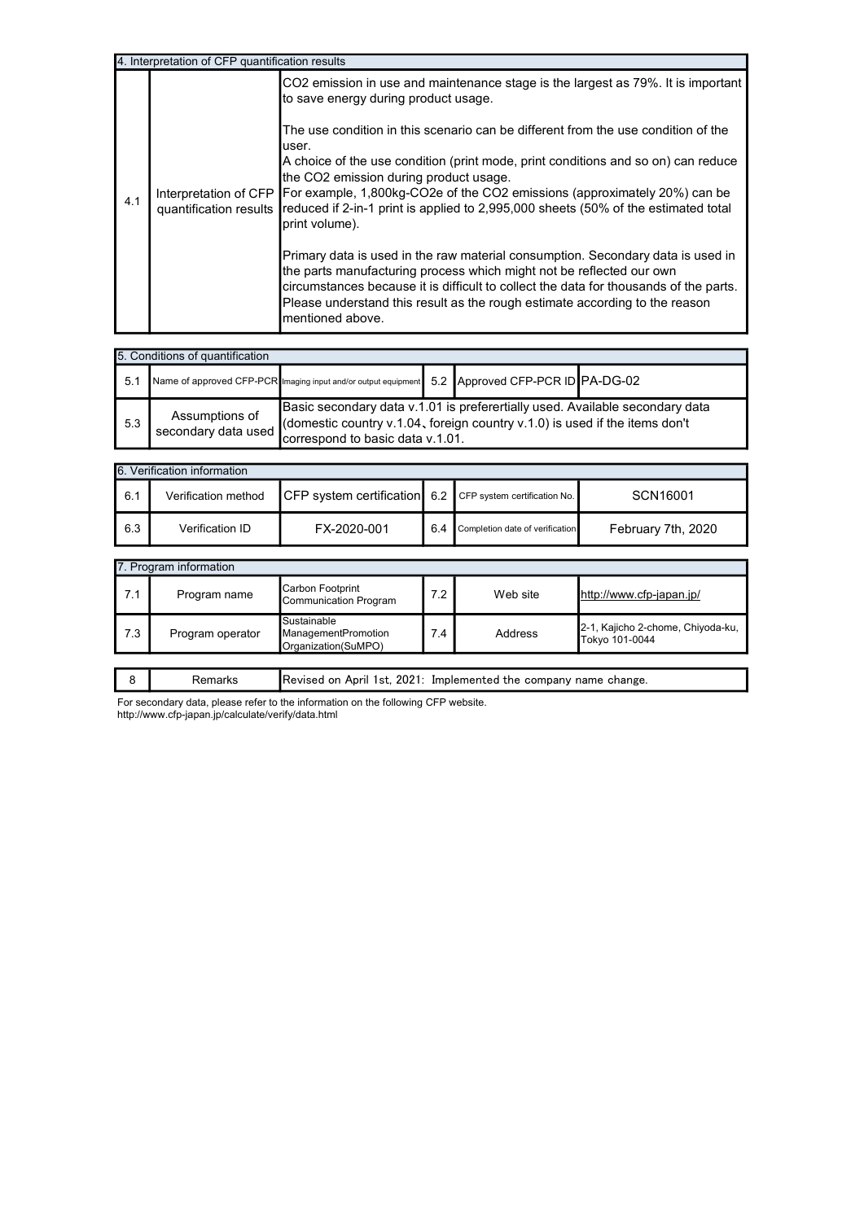## 4. Interpretation of CFP quantification results

| | | |
|---|---|---|
| 4.1 | Interpretation of CFP quantification results | $CO_2$ emission in use and maintenance stage is the largest as 79%. It is important to save energy during product usage.<br><br>The use condition in this scenario can be different from the use condition of the user.<br>A choice of the use condition (print mode, print conditions and so on) can reduce the $CO_2$ emission during product usage.<br>For example, 1,800kg-$CO_2$e of the $CO_2$ emissions (approximately 20%) can be reduced if 2-in-1 print is applied to 2,995,000 sheets (50% of the estimated total print volume).<br><br>Primary data is used in the raw material consumption. Secondary data is used in the parts manufacturing process which might not be reflected our own circumstances because it is difficult to collect the data for thousands of the parts. Please understand this result as the rough estimate according to the reason mentioned above. |

## 5. Conditions of quantification

| | | | | | |
|---|---|---|---|---|---|
| 5.1 | Name of approved CFP-PCR | Imaging input and/or output equipment | 5.2 | Approved CFP-PCR ID | PA-DG-02 |
| 5.3 | Assumptions of secondary data used | Basic secondary data v.1.01 is preferertially used. Available secondary data (domestic country v.1.04、foreign country v.1.0) is used if the items don't correspond to basic data v.1.01. | | | |

## 6. Verification information

| | | | | | |
|---|---|---|---|---|---|
| 6.1 | Verification method | CFP system certification | 6.2 | CFP system certification No. | SCN16001 |
| 6.3 | Verification ID | FX-2020-001 | 6.4 | Completion date of verification | February 7th, 2020 |

## 7. Program information

| | | | | | |
|---|---|---|---|---|---|
| 7.1 | Program name | Carbon Footprint Communication Program | 7.2 | Web site | http://www.cfp-japan.jp/ |
| 7.3 | Program operator | Sustainable ManagementPromotion Organization(SuMPO) | 7.4 | Address | 2-1, Kajicho 2-chome, Chiyoda-ku, Tokyo 101-0044 |

| | | |
|---|---|---|
| 8 | Remarks | Revised on April 1st, 2021: Implemented the company name change. |

For secondary data, please refer to the information on the following CFP website.
http://www.cfp-japan.jp/calculate/verify/data.html